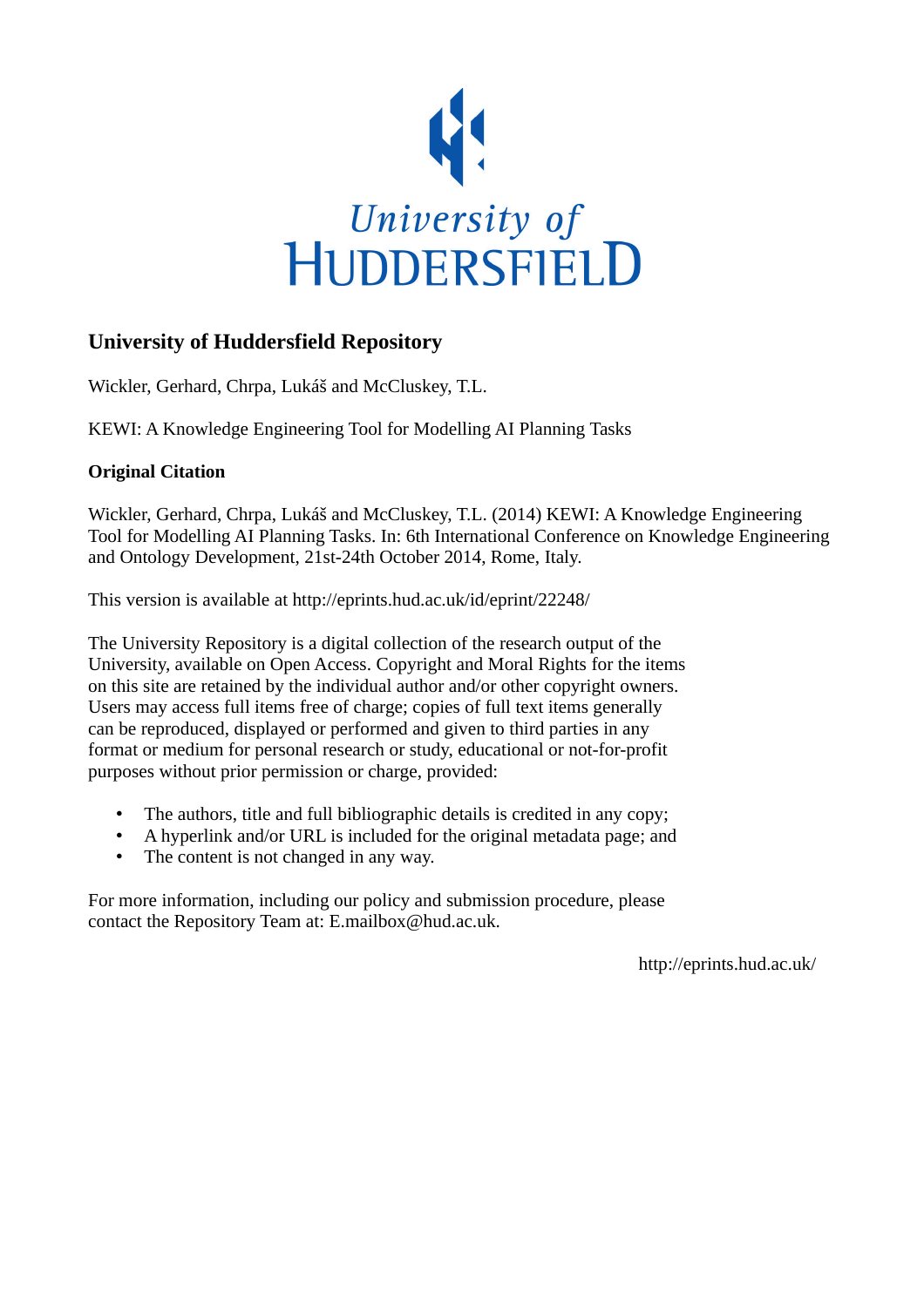University of
HUDDERSFIELD

## University of Huddersfield Repository

Wickler, Gerhard, Chrpa, Lukáš and McCluskey, T.L.

KEWI: A Knowledge Engineering Tool for Modelling AI Planning Tasks

### Original Citation

Wickler, Gerhard, Chrpa, Lukáš and McCluskey, T.L. (2014) KEWI: A Knowledge Engineering Tool for Modelling AI Planning Tasks. In: 6th International Conference on Knowledge Engineering and Ontology Development, 21st-24th October 2014, Rome, Italy.

This version is available at http://eprints.hud.ac.uk/id/eprint/22248/

The University Repository is a digital collection of the research output of the University, available on Open Access. Copyright and Moral Rights for the items on this site are retained by the individual author and/or other copyright owners. Users may access full items free of charge; copies of full text items generally can be reproduced, displayed or performed and given to third parties in any format or medium for personal research or study, educational or not-for-profit purposes without prior permission or charge, provided:

- The authors, title and full bibliographic details is credited in any copy;
- A hyperlink and/or URL is included for the original metadata page; and
- The content is not changed in any way.

For more information, including our policy and submission procedure, please contact the Repository Team at: E.mailbox@hud.ac.uk.

http://eprints.hud.ac.uk/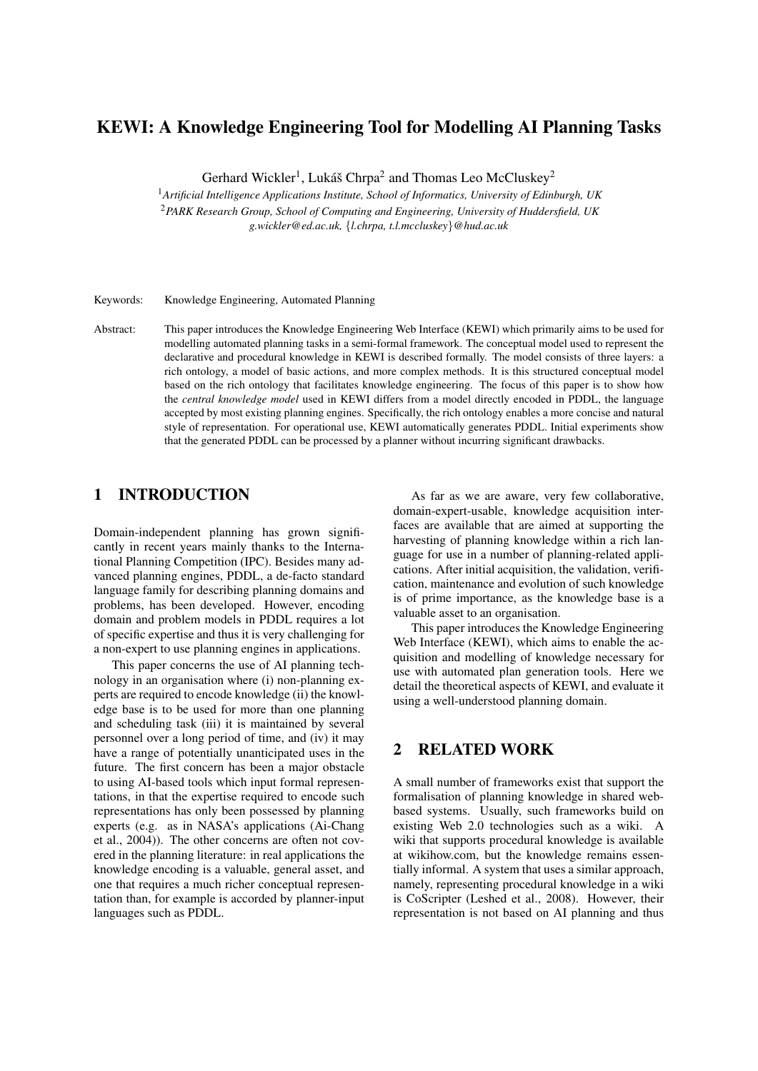# KEWI: A Knowledge Engineering Tool for Modelling AI Planning Tasks

Gerhard Wickler[1], Lukáš Chrpa[2] and Thomas Leo McCluskey[2]

[1]*Artificial Intelligence Applications Institute, School of Informatics, University of Edinburgh, UK*
[2]*PARK Research Group, School of Computing and Engineering, University of Huddersfield, UK*
*g.wickler@ed.ac.uk, {l.chrpa, t.l.mccluskey}@hud.ac.uk*

Keywords: Knowledge Engineering, Automated Planning

Abstract: This paper introduces the Knowledge Engineering Web Interface (KEWI) which primarily aims to be used for modelling automated planning tasks in a semi-formal framework. The conceptual model used to represent the declarative and procedural knowledge in KEWI is described formally. The model consists of three layers: a rich ontology, a model of basic actions, and more complex methods. It is this structured conceptual model based on the rich ontology that facilitates knowledge engineering. The focus of this paper is to show how the *central knowledge model* used in KEWI differs from a model directly encoded in PDDL, the language accepted by most existing planning engines. Specifically, the rich ontology enables a more concise and natural style of representation. For operational use, KEWI automatically generates PDDL. Initial experiments show that the generated PDDL can be processed by a planner without incurring significant drawbacks.

## 1 INTRODUCTION

Domain-independent planning has grown significantly in recent years mainly thanks to the International Planning Competition (IPC). Besides many advanced planning engines, PDDL, a de-facto standard language family for describing planning domains and problems, has been developed. However, encoding domain and problem models in PDDL requires a lot of specific expertise and thus it is very challenging for a non-expert to use planning engines in applications.

This paper concerns the use of AI planning technology in an organisation where (i) non-planning experts are required to encode knowledge (ii) the knowledge base is to be used for more than one planning and scheduling task (iii) it is maintained by several personnel over a long period of time, and (iv) it may have a range of potentially unanticipated uses in the future. The first concern has been a major obstacle to using AI-based tools which input formal representations, in that the expertise required to encode such representations has only been possessed by planning experts (e.g. as in NASA's applications (Ai-Chang et al., 2004)). The other concerns are often not covered in the planning literature: in real applications the knowledge encoding is a valuable, general asset, and one that requires a much richer conceptual representation than, for example is accorded by planner-input languages such as PDDL.

As far as we are aware, very few collaborative, domain-expert-usable, knowledge acquisition interfaces are available that are aimed at supporting the harvesting of planning knowledge within a rich language for use in a number of planning-related applications. After initial acquisition, the validation, verification, maintenance and evolution of such knowledge is of prime importance, as the knowledge base is a valuable asset to an organisation.

This paper introduces the Knowledge Engineering Web Interface (KEWI), which aims to enable the acquisition and modelling of knowledge necessary for use with automated plan generation tools. Here we detail the theoretical aspects of KEWI, and evaluate it using a well-understood planning domain.

## 2 RELATED WORK

A small number of frameworks exist that support the formalisation of planning knowledge in shared web-based systems. Usually, such frameworks build on existing Web 2.0 technologies such as a wiki. A wiki that supports procedural knowledge is available at wikihow.com, but the knowledge remains essentially informal. A system that uses a similar approach, namely, representing procedural knowledge in a wiki is CoScripter (Leshed et al., 2008). However, their representation is not based on AI planning and thus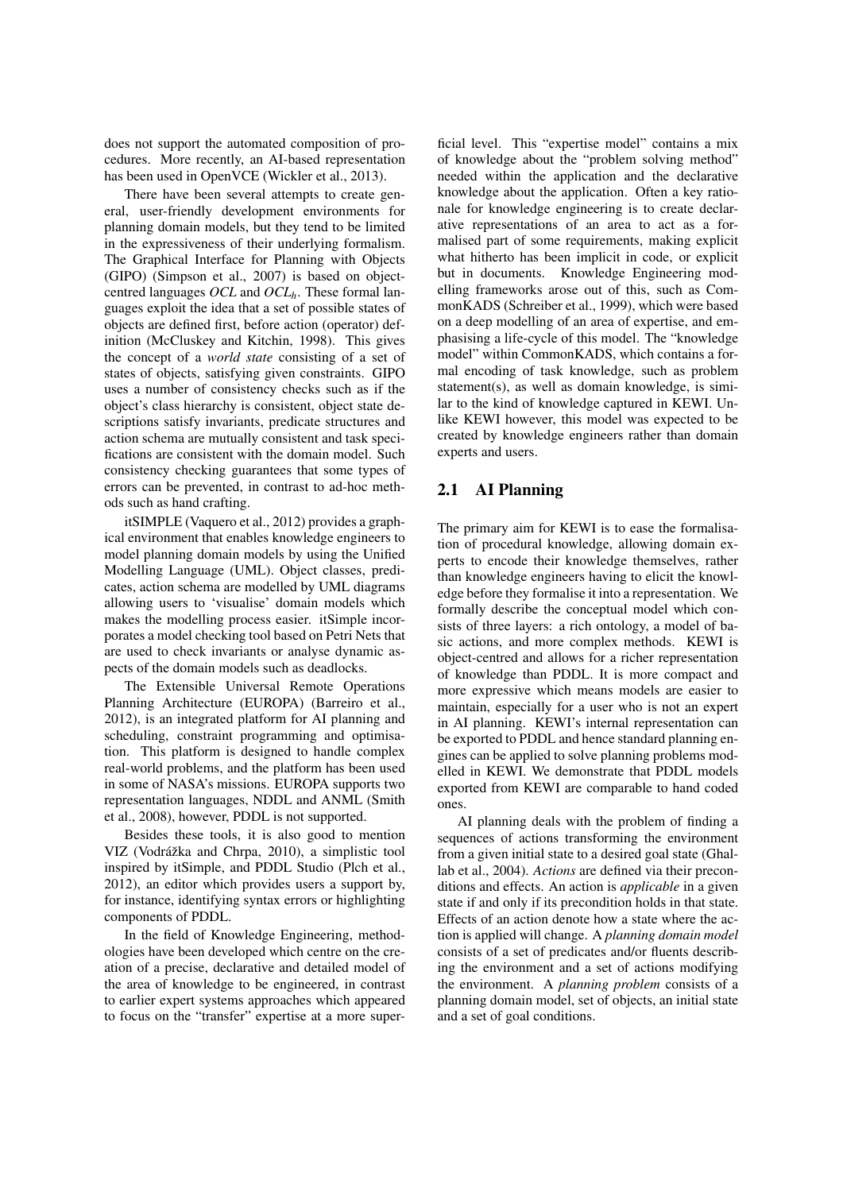does not support the automated composition of procedures. More recently, an AI-based representation has been used in OpenVCE (Wickler et al., 2013).

There have been several attempts to create general, user-friendly development environments for planning domain models, but they tend to be limited in the expressiveness of their underlying formalism. The Graphical Interface for Planning with Objects (GIPO) (Simpson et al., 2007) is based on object-centred languages *OCL* and $OCL_h$. These formal languages exploit the idea that a set of possible states of objects are defined first, before action (operator) definition (McCluskey and Kitchin, 1998). This gives the concept of a *world state* consisting of a set of states of objects, satisfying given constraints. GIPO uses a number of consistency checks such as if the object's class hierarchy is consistent, object state descriptions satisfy invariants, predicate structures and action schema are mutually consistent and task specifications are consistent with the domain model. Such consistency checking guarantees that some types of errors can be prevented, in contrast to ad-hoc methods such as hand crafting.

itSIMPLE (Vaquero et al., 2012) provides a graphical environment that enables knowledge engineers to model planning domain models by using the Unified Modelling Language (UML). Object classes, predicates, action schema are modelled by UML diagrams allowing users to 'visualise' domain models which makes the modelling process easier. itSimple incorporates a model checking tool based on Petri Nets that are used to check invariants or analyse dynamic aspects of the domain models such as deadlocks.

The Extensible Universal Remote Operations Planning Architecture (EUROPA) (Barreiro et al., 2012), is an integrated platform for AI planning and scheduling, constraint programming and optimisation. This platform is designed to handle complex real-world problems, and the platform has been used in some of NASA's missions. EUROPA supports two representation languages, NDDL and ANML (Smith et al., 2008), however, PDDL is not supported.

Besides these tools, it is also good to mention VIZ (Vodrážka and Chrpa, 2010), a simplistic tool inspired by itSimple, and PDDL Studio (Plch et al., 2012), an editor which provides users a support by, for instance, identifying syntax errors or highlighting components of PDDL.

In the field of Knowledge Engineering, methodologies have been developed which centre on the creation of a precise, declarative and detailed model of the area of knowledge to be engineered, in contrast to earlier expert systems approaches which appeared to focus on the "transfer" expertise at a more superficial level. This "expertise model" contains a mix of knowledge about the "problem solving method" needed within the application and the declarative knowledge about the application. Often a key rationale for knowledge engineering is to create declarative representations of an area to act as a formalised part of some requirements, making explicit what hitherto has been implicit in code, or explicit but in documents. Knowledge Engineering modelling frameworks arose out of this, such as CommonKADS (Schreiber et al., 1999), which were based on a deep modelling of an area of expertise, and emphasising a life-cycle of this model. The "knowledge model" within CommonKADS, which contains a formal encoding of task knowledge, such as problem statement(s), as well as domain knowledge, is similar to the kind of knowledge captured in KEWI. Unlike KEWI however, this model was expected to be created by knowledge engineers rather than domain experts and users.

## 2.1 AI Planning

The primary aim for KEWI is to ease the formalisation of procedural knowledge, allowing domain experts to encode their knowledge themselves, rather than knowledge engineers having to elicit the knowledge before they formalise it into a representation. We formally describe the conceptual model which consists of three layers: a rich ontology, a model of basic actions, and more complex methods. KEWI is object-centred and allows for a richer representation of knowledge than PDDL. It is more compact and more expressive which means models are easier to maintain, especially for a user who is not an expert in AI planning. KEWI's internal representation can be exported to PDDL and hence standard planning engines can be applied to solve planning problems modelled in KEWI. We demonstrate that PDDL models exported from KEWI are comparable to hand coded ones.

AI planning deals with the problem of finding a sequences of actions transforming the environment from a given initial state to a desired goal state (Ghallab et al., 2004). *Actions* are defined via their preconditions and effects. An action is *applicable* in a given state if and only if its precondition holds in that state. Effects of an action denote how a state where the action is applied will change. A *planning domain model* consists of a set of predicates and/or fluents describing the environment and a set of actions modifying the environment. A *planning problem* consists of a planning domain model, set of objects, an initial state and a set of goal conditions.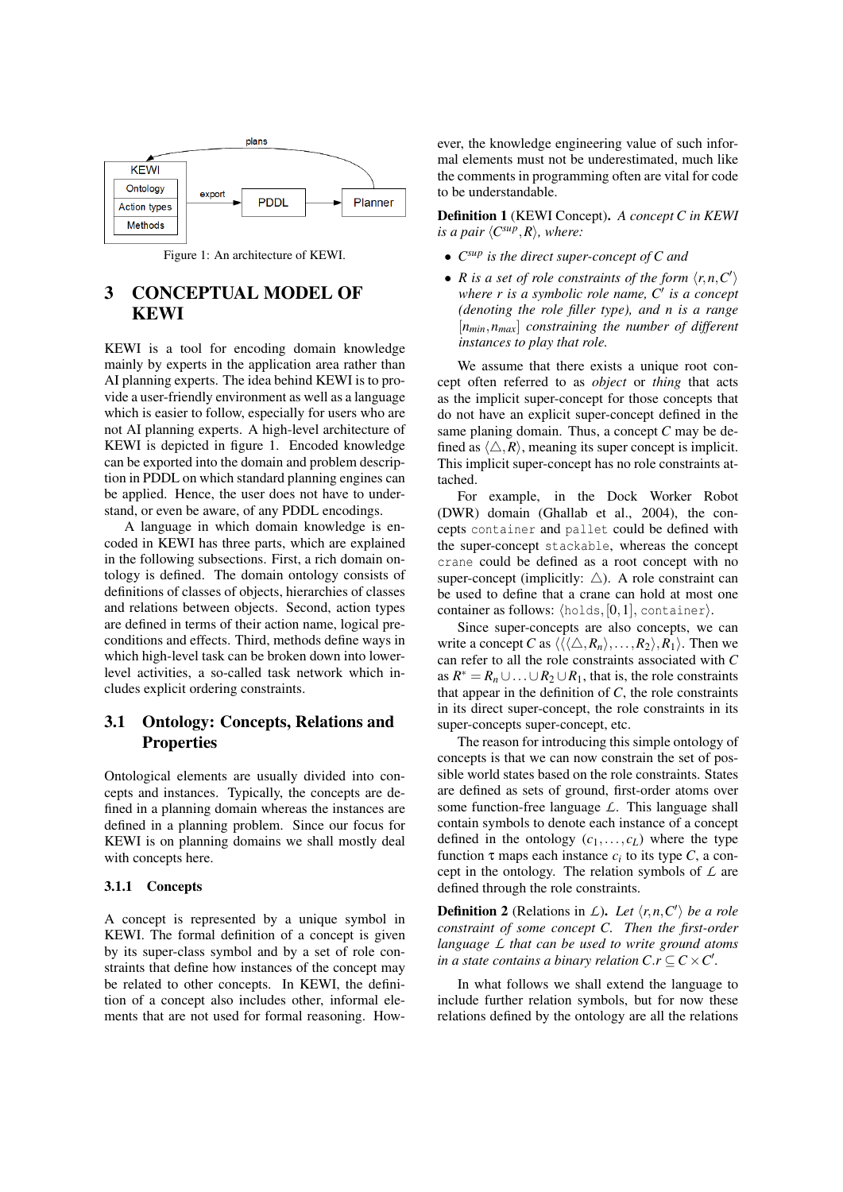Figure 1: An architecture of KEWI.

# 3 CONCEPTUAL MODEL OF KEWI

KEWI is a tool for encoding domain knowledge mainly by experts in the application area rather than AI planning experts. The idea behind KEWI is to provide a user-friendly environment as well as a language which is easier to follow, especially for users who are not AI planning experts. A high-level architecture of KEWI is depicted in figure 1. Encoded knowledge can be exported into the domain and problem description in PDDL on which standard planning engines can be applied. Hence, the user does not have to understand, or even be aware, of any PDDL encodings.

A language in which domain knowledge is encoded in KEWI has three parts, which are explained in the following subsections. First, a rich domain ontology is defined. The domain ontology consists of definitions of classes of objects, hierarchies of classes and relations between objects. Second, action types are defined in terms of their action name, logical preconditions and effects. Third, methods define ways in which high-level task can be broken down into lower-level activities, a so-called task network which includes explicit ordering constraints.

## 3.1 Ontology: Concepts, Relations and Properties

Ontological elements are usually divided into concepts and instances. Typically, the concepts are defined in a planning domain whereas the instances are defined in a planning problem. Since our focus for KEWI is on planning domains we shall mostly deal with concepts here.

### 3.1.1 Concepts

A concept is represented by a unique symbol in KEWI. The formal definition of a concept is given by its super-class symbol and by a set of role constraints that define how instances of the concept may be related to other concepts. In KEWI, the definition of a concept also includes other, informal elements that are not used for formal reasoning. However, the knowledge engineering value of such informal elements must not be underestimated, much like the comments in programming often are vital for code to be understandable.

**Definition 1** (KEWI Concept). *A concept $C$ in KEWI is a pair $\langle C^{sup}, R \rangle$, where:*

- *$C^{sup}$ is the direct super-concept of $C$ and*
- *$R$ is a set of role constraints of the form $\langle r, n, C' \rangle$ where $r$ is a symbolic role name, $C'$ is a concept (denoting the role filler type), and $n$ is a range $[n_{min}, n_{max}]$ constraining the number of different instances to play that role.*

We assume that there exists a unique root concept often referred to as *object* or *thing* that acts as the implicit super-concept for those concepts that do not have an explicit super-concept defined in the same planing domain. Thus, a concept $C$ may be defined as $\langle \triangle, R \rangle$, meaning its super concept is implicit. This implicit super-concept has no role constraints attached.

For example, in the Dock Worker Robot (DWR) domain (Ghallab et al., 2004), the concepts `container` and `pallet` could be defined with the super-concept `stackable`, whereas the concept `crane` could be defined as a root concept with no super-concept (implicitly: $\triangle$). A role constraint can be used to define that a crane can hold at most one container as follows: $\langle \texttt{holds}, [0,1], \texttt{container} \rangle$.

Since super-concepts are also concepts, we can write a concept $C$ as $\langle \langle \langle \triangle, R_n \rangle, \ldots, R_2 \rangle, R_1 \rangle$. Then we can refer to all the role constraints associated with $C$ as $R^* = R_n \cup \ldots \cup R_2 \cup R_1$, that is, the role constraints that appear in the definition of $C$, the role constraints in its direct super-concept, the role constraints in its super-concepts super-concept, etc.

The reason for introducing this simple ontology of concepts is that we can now constrain the set of possible world states based on the role constraints. States are defined as sets of ground, first-order atoms over some function-free language $\mathcal{L}$. This language shall contain symbols to denote each instance of a concept defined in the ontology $(c_1, \ldots, c_L)$ where the type function $\tau$ maps each instance $c_i$ to its type $C$, a concept in the ontology. The relation symbols of $\mathcal{L}$ are defined through the role constraints.

**Definition 2** (Relations in $\mathcal{L}$). *Let $\langle r, n, C' \rangle$ be a role constraint of some concept $C$. Then the first-order language $\mathcal{L}$ that can be used to write ground atoms in a state contains a binary relation $C.r \subseteq C \times C'$.*

In what follows we shall extend the language to include further relation symbols, but for now these relations defined by the ontology are all the relations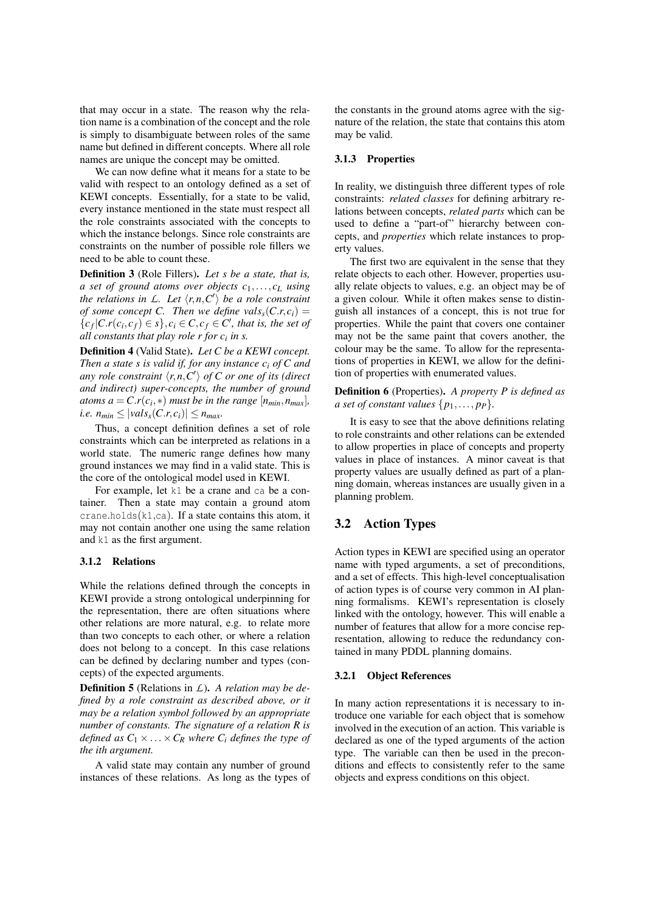that may occur in a state. The reason why the relation name is a combination of the concept and the role is simply to disambiguate between roles of the same name but defined in different concepts. Where all role names are unique the concept may be omitted.

We can now define what it means for a state to be valid with respect to an ontology defined as a set of KEWI concepts. Essentially, for a state to be valid, every instance mentioned in the state must respect all the role constraints associated with the concepts to which the instance belongs. Since role constraints are constraints on the number of possible role fillers we need to be able to count these.

**Definition 3** (Role Fillers). *Let $s$ be a state, that is, a set of ground atoms over objects $c_1, \ldots, c_L$ using the relations in $\mathcal{L}$. Let $\langle r, n, C' \rangle$ be a role constraint of some concept $C$. Then we define $vals_s(C.r, c_i) = \{c_f | C.r(c_i, c_f) \in s\}, c_i \in C, c_f \in C'$, that is, the set of all constants that play role $r$ for $c_i$ in $s$.*

**Definition 4** (Valid State). *Let $C$ be a KEWI concept. Then a state $s$ is valid if, for any instance $c_i$ of $C$ and any role constraint $\langle r, n, C' \rangle$ of $C$ or one of its (direct and indirect) super-concepts, the number of ground atoms $a = C.r(c_i, *)$ must be in the range $[n_{min}, n_{max}]$, i.e. $n_{min} \leq |vals_s(C.r, c_i)| \leq n_{max}$.*

Thus, a concept definition defines a set of role constraints which can be interpreted as relations in a world state. The numeric range defines how many ground instances we may find in a valid state. This is the core of the ontological model used in KEWI.

For example, let `k1` be a crane and `ca` be a container. Then a state may contain a ground atom `crane.holds(k1,ca)`. If a state contains this atom, it may not contain another one using the same relation and `k1` as the first argument.

### 3.1.2 Relations

While the relations defined through the concepts in KEWI provide a strong ontological underpinning for the representation, there are often situations where other relations are more natural, e.g. to relate more than two concepts to each other, or where a relation does not belong to a concept. In this case relations can be defined by declaring number and types (concepts) of the expected arguments.

**Definition 5** (Relations in $\mathcal{L}$). *A relation may be defined by a role constraint as described above, or it may be a relation symbol followed by an appropriate number of constants. The signature of a relation $R$ is defined as $C_1 \times \ldots \times C_R$ where $C_i$ defines the type of the ith argument.*

A valid state may contain any number of ground instances of these relations. As long as the types of the constants in the ground atoms agree with the signature of the relation, the state that contains this atom may be valid.

### 3.1.3 Properties

In reality, we distinguish three different types of role constraints: *related classes* for defining arbitrary relations between concepts, *related parts* which can be used to define a "part-of" hierarchy between concepts, and *properties* which relate instances to property values.

The first two are equivalent in the sense that they relate objects to each other. However, properties usually relate objects to values, e.g. an object may be of a given colour. While it often makes sense to distinguish all instances of a concept, this is not true for properties. While the paint that covers one container may not be the same paint that covers another, the colour may be the same. To allow for the representations of properties in KEWI, we allow for the definition of properties with enumerated values.

**Definition 6** (Properties). *A property $P$ is defined as a set of constant values $\{p_1, \ldots, p_P\}$.*

It is easy to see that the above definitions relating to role constraints and other relations can be extended to allow properties in place of concepts and property values in place of instances. A minor caveat is that property values are usually defined as part of a planning domain, whereas instances are usually given in a planning problem.

## 3.2 Action Types

Action types in KEWI are specified using an operator name with typed arguments, a set of preconditions, and a set of effects. This high-level conceptualisation of action types is of course very common in AI planning formalisms. KEWI's representation is closely linked with the ontology, however. This will enable a number of features that allow for a more concise representation, allowing to reduce the redundancy contained in many PDDL planning domains.

### 3.2.1 Object References

In many action representations it is necessary to introduce one variable for each object that is somehow involved in the execution of an action. This variable is declared as one of the typed arguments of the action type. The variable can then be used in the preconditions and effects to consistently refer to the same objects and express conditions on this object.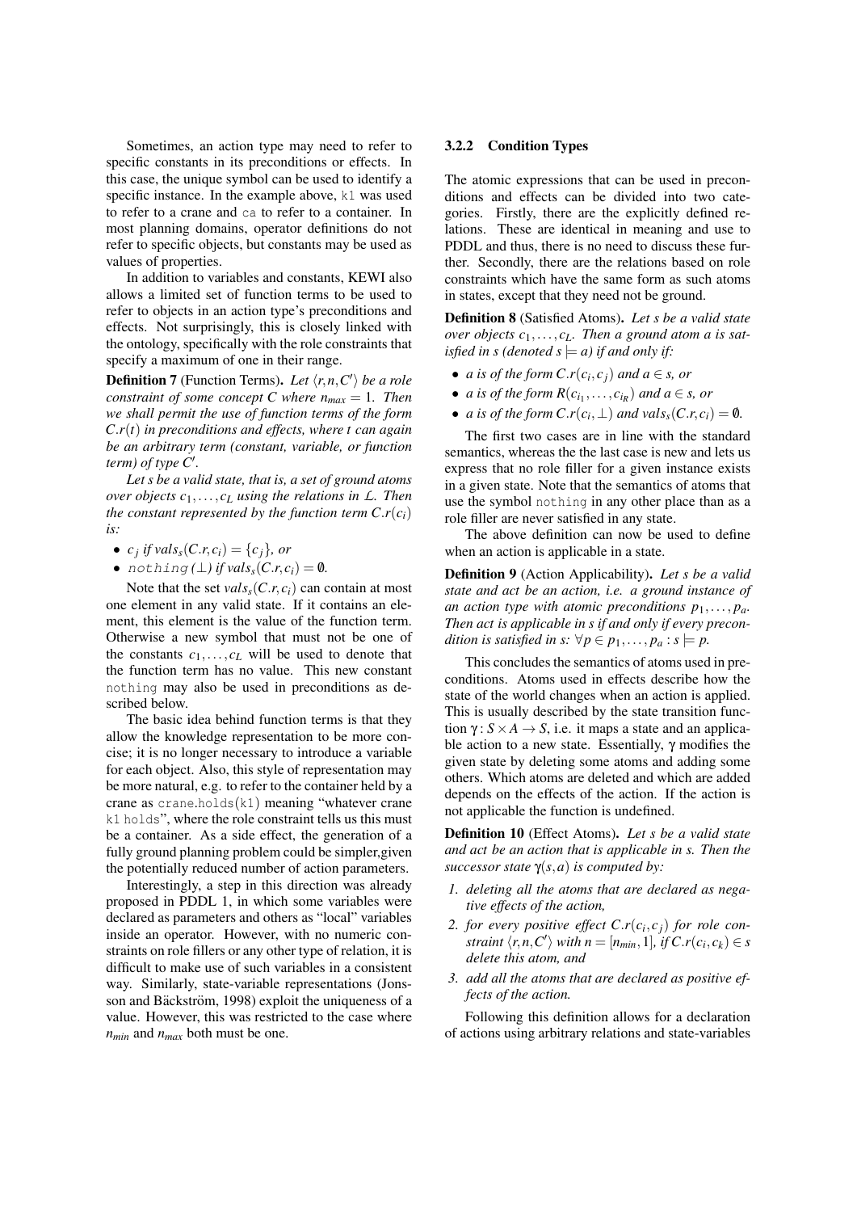Sometimes, an action type may need to refer to specific constants in its preconditions or effects. In this case, the unique symbol can be used to identify a specific instance. In the example above, `k1` was used to refer to a crane and `ca` to refer to a container. In most planning domains, operator definitions do not refer to specific objects, but constants may be used as values of properties.

In addition to variables and constants, KEWI also allows a limited set of function terms to be used to refer to objects in an action type's preconditions and effects. Not surprisingly, this is closely linked with the ontology, specifically with the role constraints that specify a maximum of one in their range.

**Definition 7** (Function Terms)**.** *Let $\langle r, n, C' \rangle$ be a role constraint of some concept $C$ where $n_{max} = 1$. Then we shall permit the use of function terms of the form $C.r(t)$ in preconditions and effects, where $t$ can again be an arbitrary term (constant, variable, or function term) of type $C'$.*

*Let $s$ be a valid state, that is, a set of ground atoms over objects $c_1, \ldots, c_L$ using the relations in $\mathcal{L}$. Then the constant represented by the function term $C.r(c_i)$ is:*

- *$c_j$ if $vals_s(C.r, c_i) = \{c_j\}$, or*
- *`nothing` ($\perp$) if $vals_s(C.r, c_i) = \emptyset$.*

Note that the set $vals_s(C.r, c_i)$ can contain at most one element in any valid state. If it contains an element, this element is the value of the function term. Otherwise a new symbol that must not be one of the constants $c_1, \ldots, c_L$ will be used to denote that the function term has no value. This new constant `nothing` may also be used in preconditions as described below.

The basic idea behind function terms is that they allow the knowledge representation to be more concise; it is no longer necessary to introduce a variable for each object. Also, this style of representation may be more natural, e.g. to refer to the container held by a crane as `crane.holds(k1)` meaning "whatever crane `k1 holds`", where the role constraint tells us this must be a container. As a side effect, the generation of a fully ground planning problem could be simpler,given the potentially reduced number of action parameters.

Interestingly, a step in this direction was already proposed in PDDL 1, in which some variables were declared as parameters and others as "local" variables inside an operator. However, with no numeric constraints on role fillers or any other type of relation, it is difficult to make use of such variables in a consistent way. Similarly, state-variable representations (Jonsson and Bäckström, 1998) exploit the uniqueness of a value. However, this was restricted to the case where $n_{min}$ and $n_{max}$ both must be one.

### 3.2.2 Condition Types

The atomic expressions that can be used in preconditions and effects can be divided into two categories. Firstly, there are the explicitly defined relations. These are identical in meaning and use to PDDL and thus, there is no need to discuss these further. Secondly, there are the relations based on role constraints which have the same form as such atoms in states, except that they need not be ground.

**Definition 8** (Satisfied Atoms)**.** *Let $s$ be a valid state over objects $c_1, \ldots, c_L$. Then a ground atom $a$ is satisfied in $s$ (denoted $s \models a$) if and only if:*

- *$a$ is of the form $C.r(c_i, c_j)$ and $a \in s$, or*
- *$a$ is of the form $R(c_{i_1}, \ldots, c_{i_R})$ and $a \in s$, or*
- *$a$ is of the form $C.r(c_i, \perp)$ and $vals_s(C.r, c_i) = \emptyset$.*

The first two cases are in line with the standard semantics, whereas the the last case is new and lets us express that no role filler for a given instance exists in a given state. Note that the semantics of atoms that use the symbol `nothing` in any other place than as a role filler are never satisfied in any state.

The above definition can now be used to define when an action is applicable in a state.

**Definition 9** (Action Applicability)**.** *Let $s$ be a valid state and act be an action, i.e. a ground instance of an action type with atomic preconditions $p_1, \ldots, p_a$. Then act is applicable in $s$ if and only if every precondition is satisfied in $s$: $\forall p \in p_1, \ldots, p_a : s \models p$.*

This concludes the semantics of atoms used in preconditions. Atoms used in effects describe how the state of the world changes when an action is applied. This is usually described by the state transition function $\gamma : S \times A \rightarrow S$, i.e. it maps a state and an applicable action to a new state. Essentially, $\gamma$ modifies the given state by deleting some atoms and adding some others. Which atoms are deleted and which are added depends on the effects of the action. If the action is not applicable the function is undefined.

**Definition 10** (Effect Atoms)**.** *Let $s$ be a valid state and act be an action that is applicable in $s$. Then the successor state $\gamma(s, a)$ is computed by:*

1. *deleting all the atoms that are declared as negative effects of the action,*
2. *for every positive effect $C.r(c_i, c_j)$ for role constraint $\langle r, n, C' \rangle$ with $n = [n_{min}, 1]$, if $C.r(c_i, c_k) \in s$ delete this atom, and*
3. *add all the atoms that are declared as positive effects of the action.*

Following this definition allows for a declaration of actions using arbitrary relations and state-variables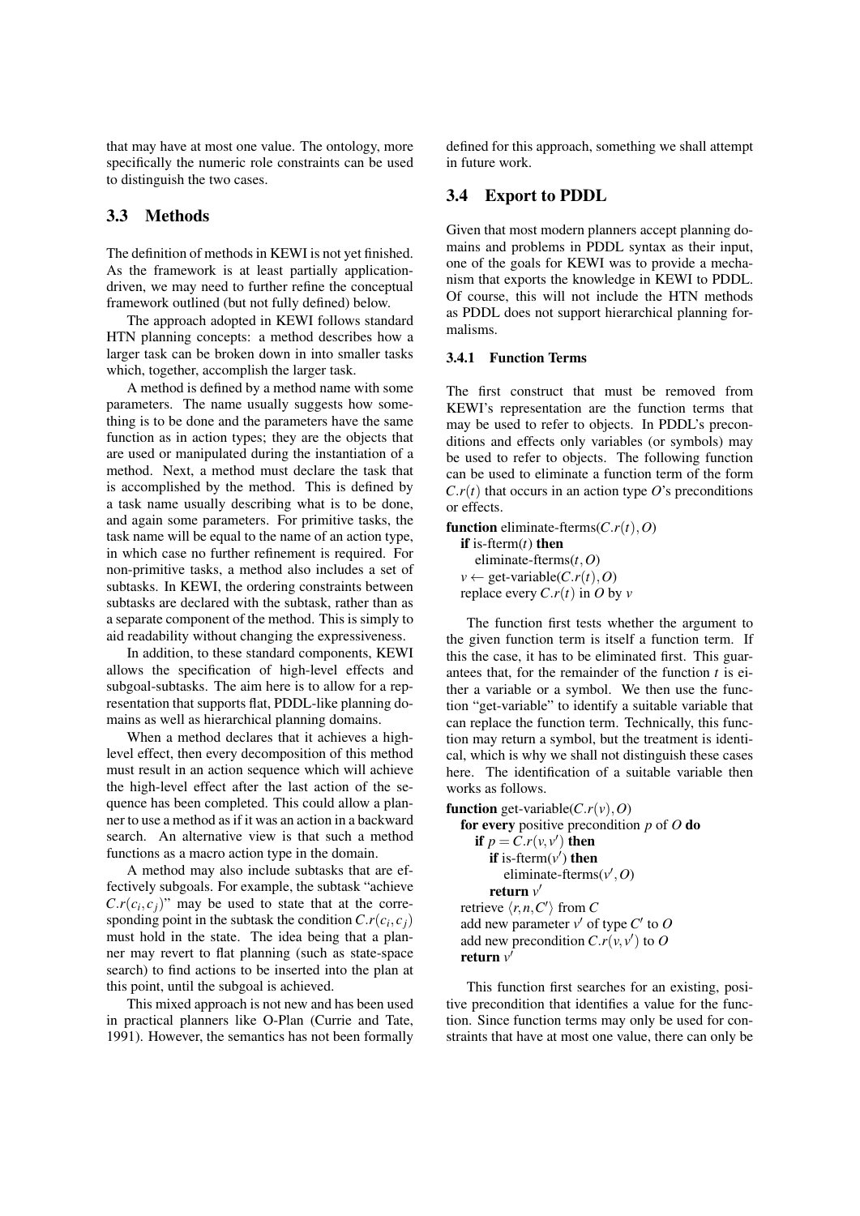that may have at most one value. The ontology, more specifically the numeric role constraints can be used to distinguish the two cases.

## 3.3 Methods

The definition of methods in KEWI is not yet finished. As the framework is at least partially application-driven, we may need to further refine the conceptual framework outlined (but not fully defined) below.

The approach adopted in KEWI follows standard HTN planning concepts: a method describes how a larger task can be broken down in into smaller tasks which, together, accomplish the larger task.

A method is defined by a method name with some parameters. The name usually suggests how something is to be done and the parameters have the same function as in action types; they are the objects that are used or manipulated during the instantiation of a method. Next, a method must declare the task that is accomplished by the method. This is defined by a task name usually describing what is to be done, and again some parameters. For primitive tasks, the task name will be equal to the name of an action type, in which case no further refinement is required. For non-primitive tasks, a method also includes a set of subtasks. In KEWI, the ordering constraints between subtasks are declared with the subtask, rather than as a separate component of the method. This is simply to aid readability without changing the expressiveness.

In addition, to these standard components, KEWI allows the specification of high-level effects and subgoal-subtasks. The aim here is to allow for a representation that supports flat, PDDL-like planning domains as well as hierarchical planning domains.

When a method declares that it achieves a high-level effect, then every decomposition of this method must result in an action sequence which will achieve the high-level effect after the last action of the sequence has been completed. This could allow a planner to use a method as if it was an action in a backward search. An alternative view is that such a method functions as a macro action type in the domain.

A method may also include subtasks that are effectively subgoals. For example, the subtask "achieve $C.r(c_i, c_j)$" may be used to state that at the corresponding point in the subtask the condition $C.r(c_i, c_j)$ must hold in the state. The idea being that a planner may revert to flat planning (such as state-space search) to find actions to be inserted into the plan at this point, until the subgoal is achieved.

This mixed approach is not new and has been used in practical planners like O-Plan (Currie and Tate, 1991). However, the semantics has not been formally defined for this approach, something we shall attempt in future work.

## 3.4 Export to PDDL

Given that most modern planners accept planning domains and problems in PDDL syntax as their input, one of the goals for KEWI was to provide a mechanism that exports the knowledge in KEWI to PDDL. Of course, this will not include the HTN methods as PDDL does not support hierarchical planning formalisms.

### 3.4.1 Function Terms

The first construct that must be removed from KEWI's representation are the function terms that may be used to refer to objects. In PDDL's preconditions and effects only variables (or symbols) may be used to refer to objects. The following function can be used to eliminate a function term of the form $C.r(t)$ that occurs in an action type $O$'s preconditions or effects.

**function** eliminate-fterms($C.r(t), O$)
  **if** is-fterm($t$) **then**
    eliminate-fterms($t, O$)
  $v \leftarrow$ get-variable($C.r(t), O$)
  replace every $C.r(t)$ in $O$ by $v$

The function first tests whether the argument to the given function term is itself a function term. If this the case, it has to be eliminated first. This guarantees that, for the remainder of the function $t$ is either a variable or a symbol. We then use the function "get-variable" to identify a suitable variable that can replace the function term. Technically, this function may return a symbol, but the treatment is identical, which is why we shall not distinguish these cases here. The identification of a suitable variable then works as follows.

**function** get-variable($C.r(v), O$)
  **for every** positive precondition $p$ of $O$ **do**
    **if** $p = C.r(v, v')$ **then**
      **if** is-fterm($v'$) **then**
        eliminate-fterms($v', O$)
      **return** $v'$
  retrieve $\langle r, n, C' \rangle$ from $C$
  add new parameter $v'$ of type $C'$ to $O$
  add new precondition $C.r(v, v')$ to $O$
  **return** $v'$

This function first searches for an existing, positive precondition that identifies a value for the function. Since function terms may only be used for constraints that have at most one value, there can only be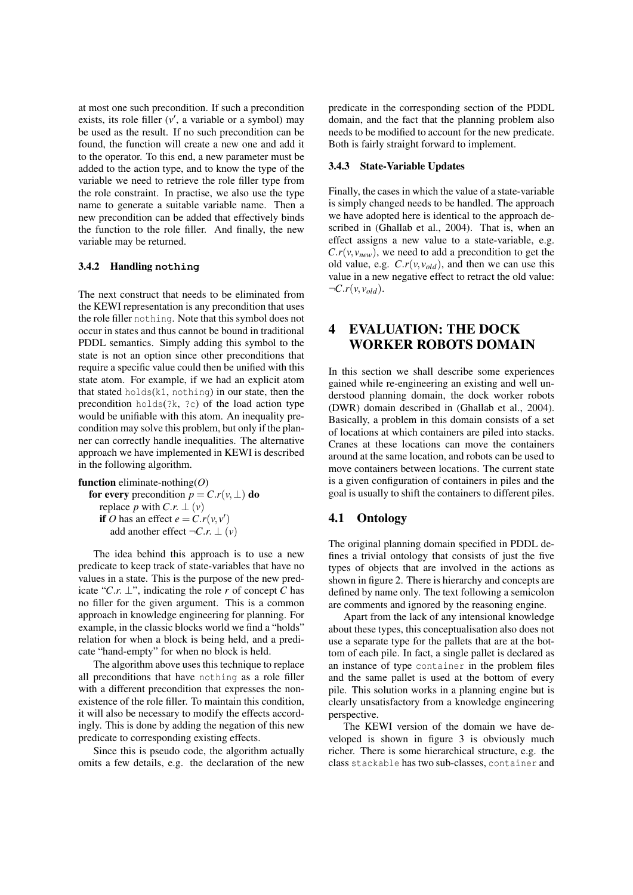at most one such precondition. If such a precondition exists, its role filler ($v'$, a variable or a symbol) may be used as the result. If no such precondition can be found, the function will create a new one and add it to the operator. To this end, a new parameter must be added to the action type, and to know the type of the variable we need to retrieve the role filler type from the role constraint. In practise, we also use the type name to generate a suitable variable name. Then a new precondition can be added that effectively binds the function to the role filler. And finally, the new variable may be returned.

### 3.4.2 Handling `nothing`

The next construct that needs to be eliminated from the KEWI representation is any precondition that uses the role filler `nothing`. Note that this symbol does not occur in states and thus cannot be bound in traditional PDDL semantics. Simply adding this symbol to the state is not an option since other preconditions that require a specific value could then be unified with this state atom. For example, if we had an explicit atom that stated `holds(k1, nothing)` in our state, then the precondition `holds(?k, ?c)` of the load action type would be unifiable with this atom. An inequality precondition may solve this problem, but only if the planner can correctly handle inequalities. The alternative approach we have implemented in KEWI is described in the following algorithm.

**function** eliminate-nothing($O$)
  **for every** precondition $p = C.r(v, \bot)$ **do**
    replace $p$ with $C.r.\bot(v)$
    **if** $O$ has an effect $e = C.r(v, v')$
      add another effect $\neg C.r.\bot(v)$

The idea behind this approach is to use a new predicate to keep track of state-variables that have no values in a state. This is the purpose of the new predicate "$C.r.\bot$", indicating the role $r$ of concept $C$ has no filler for the given argument. This is a common approach in knowledge engineering for planning. For example, in the classic blocks world we find a "holds" relation for when a block is being held, and a predicate "hand-empty" for when no block is held.

The algorithm above uses this technique to replace all preconditions that have `nothing` as a role filler with a different precondition that expresses the non-existence of the role filler. To maintain this condition, it will also be necessary to modify the effects accordingly. This is done by adding the negation of this new predicate to corresponding existing effects.

Since this is pseudo code, the algorithm actually omits a few details, e.g. the declaration of the new predicate in the corresponding section of the PDDL domain, and the fact that the planning problem also needs to be modified to account for the new predicate. Both is fairly straight forward to implement.

### 3.4.3 State-Variable Updates

Finally, the cases in which the value of a state-variable is simply changed needs to be handled. The approach we have adopted here is identical to the approach described in (Ghallab et al., 2004). That is, when an effect assigns a new value to a state-variable, e.g. $C.r(v, v_{new})$, we need to add a precondition to get the old value, e.g. $C.r(v, v_{old})$, and then we can use this value in a new negative effect to retract the old value: $\neg C.r(v, v_{old})$.

# 4 EVALUATION: THE DOCK WORKER ROBOTS DOMAIN

In this section we shall describe some experiences gained while re-engineering an existing and well understood planning domain, the dock worker robots (DWR) domain described in (Ghallab et al., 2004). Basically, a problem in this domain consists of a set of locations at which containers are piled into stacks. Cranes at these locations can move the containers around at the same location, and robots can be used to move containers between locations. The current state is a given configuration of containers in piles and the goal is usually to shift the containers to different piles.

## 4.1 Ontology

The original planning domain specified in PDDL defines a trivial ontology that consists of just the five types of objects that are involved in the actions as shown in figure 2. There is hierarchy and concepts are defined by name only. The text following a semicolon are comments and ignored by the reasoning engine.

Apart from the lack of any intensional knowledge about these types, this conceptualisation also does not use a separate type for the pallets that are at the bottom of each pile. In fact, a single pallet is declared as an instance of type `container` in the problem files and the same pallet is used at the bottom of every pile. This solution works in a planning engine but is clearly unsatisfactory from a knowledge engineering perspective.

The KEWI version of the domain we have developed is shown in figure 3 is obviously much richer. There is some hierarchical structure, e.g. the class `stackable` has two sub-classes, `container` and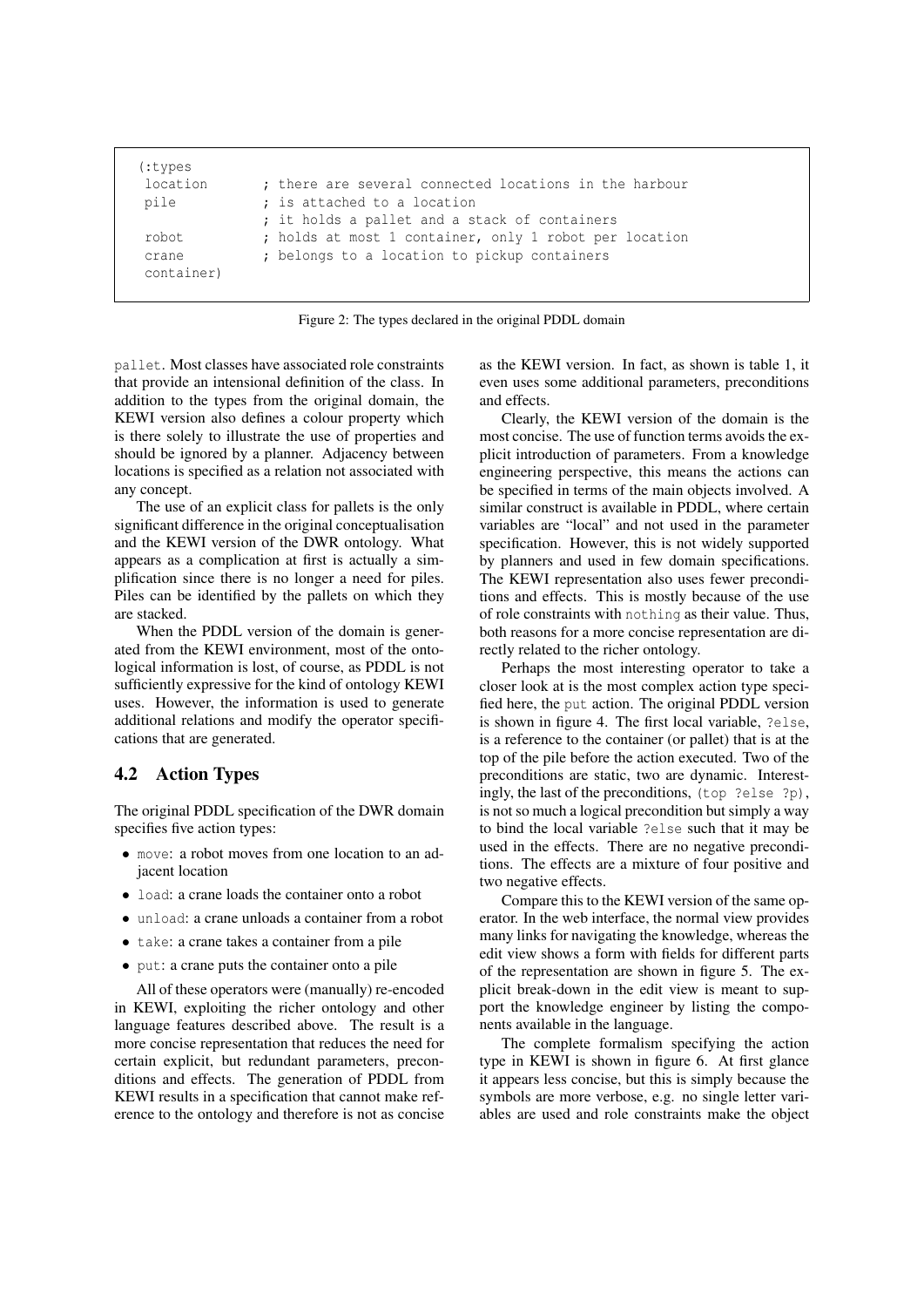```
(:types
 location       ; there are several connected locations in the harbour
 pile           ; is attached to a location
                ; it holds a pallet and a stack of containers
 robot          ; holds at most 1 container, only 1 robot per location
 crane          ; belongs to a location to pickup containers
 container)
```

Figure 2: The types declared in the original PDDL domain

pallet. Most classes have associated role constraints that provide an intensional definition of the class. In addition to the types from the original domain, the KEWI version also defines a colour property which is there solely to illustrate the use of properties and should be ignored by a planner. Adjacency between locations is specified as a relation not associated with any concept.

The use of an explicit class for pallets is the only significant difference in the original conceptualisation and the KEWI version of the DWR ontology. What appears as a complication at first is actually a simplification since there is no longer a need for piles. Piles can be identified by the pallets on which they are stacked.

When the PDDL version of the domain is generated from the KEWI environment, most of the ontological information is lost, of course, as PDDL is not sufficiently expressive for the kind of ontology KEWI uses. However, the information is used to generate additional relations and modify the operator specifications that are generated.

## 4.2 Action Types

The original PDDL specification of the DWR domain specifies five action types:

- move: a robot moves from one location to an adjacent location
- load: a crane loads the container onto a robot
- unload: a crane unloads a container from a robot
- take: a crane takes a container from a pile
- put: a crane puts the container onto a pile

All of these operators were (manually) re-encoded in KEWI, exploiting the richer ontology and other language features described above. The result is a more concise representation that reduces the need for certain explicit, but redundant parameters, preconditions and effects. The generation of PDDL from KEWI results in a specification that cannot make reference to the ontology and therefore is not as concise as the KEWI version. In fact, as shown is table 1, it even uses some additional parameters, preconditions and effects.

Clearly, the KEWI version of the domain is the most concise. The use of function terms avoids the explicit introduction of parameters. From a knowledge engineering perspective, this means the actions can be specified in terms of the main objects involved. A similar construct is available in PDDL, where certain variables are "local" and not used in the parameter specification. However, this is not widely supported by planners and used in few domain specifications. The KEWI representation also uses fewer preconditions and effects. This is mostly because of the use of role constraints with nothing as their value. Thus, both reasons for a more concise representation are directly related to the richer ontology.

Perhaps the most interesting operator to take a closer look at is the most complex action type specified here, the put action. The original PDDL version is shown in figure 4. The first local variable, ?else, is a reference to the container (or pallet) that is at the top of the pile before the action executed. Two of the preconditions are static, two are dynamic. Interestingly, the last of the preconditions, (top ?else ?p), is not so much a logical precondition but simply a way to bind the local variable ?else such that it may be used in the effects. There are no negative preconditions. The effects are a mixture of four positive and two negative effects.

Compare this to the KEWI version of the same operator. In the web interface, the normal view provides many links for navigating the knowledge, whereas the edit view shows a form with fields for different parts of the representation are shown in figure 5. The explicit break-down in the edit view is meant to support the knowledge engineer by listing the components available in the language.

The complete formalism specifying the action type in KEWI is shown in figure 6. At first glance it appears less concise, but this is simply because the symbols are more verbose, e.g. no single letter variables are used and role constraints make the object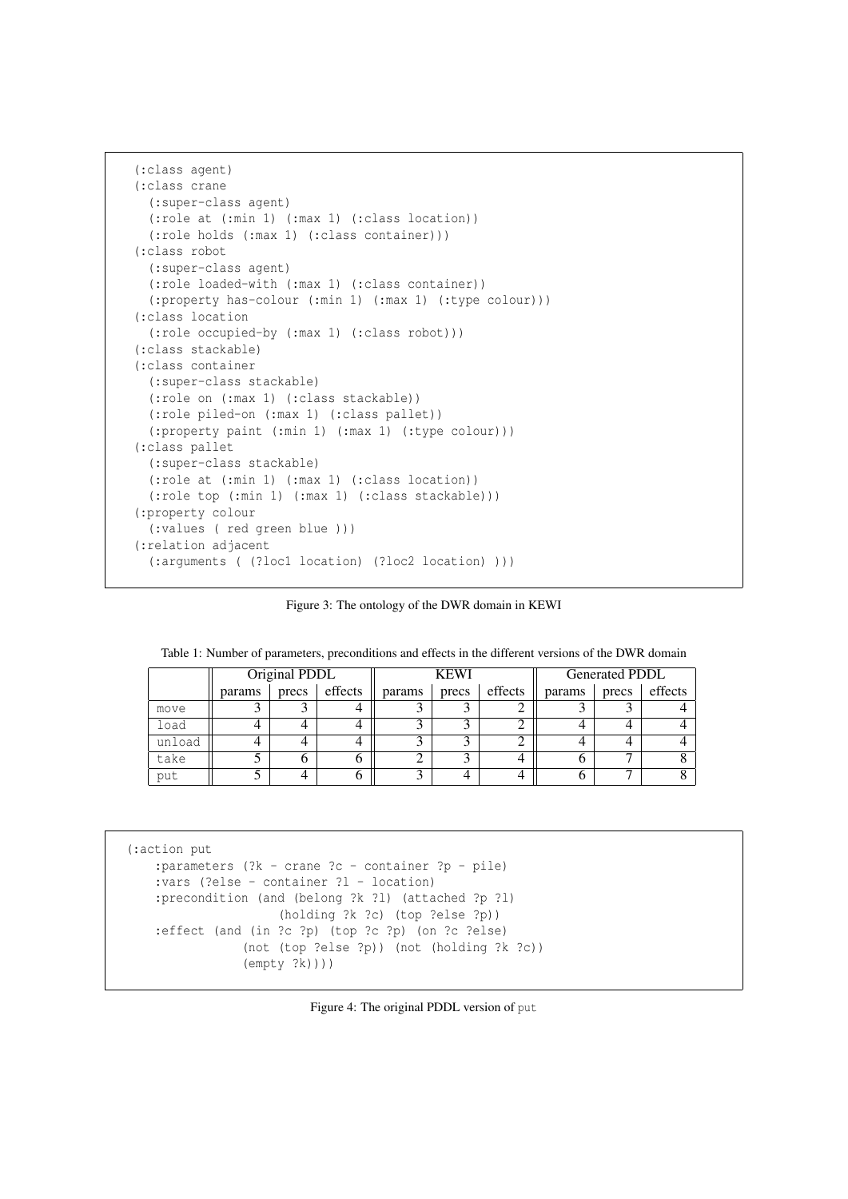```
(:class agent)
(:class crane
  (:super-class agent)
  (:role at (:min 1) (:max 1) (:class location))
  (:role holds (:max 1) (:class container)))
(:class robot
  (:super-class agent)
  (:role loaded-with (:max 1) (:class container))
  (:property has-colour (:min 1) (:max 1) (:type colour)))
(:class location
  (:role occupied-by (:max 1) (:class robot)))
(:class stackable)
(:class container
  (:super-class stackable)
  (:role on (:max 1) (:class stackable))
  (:role piled-on (:max 1) (:class pallet))
  (:property paint (:min 1) (:max 1) (:type colour)))
(:class pallet
  (:super-class stackable)
  (:role at (:min 1) (:max 1) (:class location))
  (:role top (:min 1) (:max 1) (:class stackable)))
(:property colour
  (:values ( red green blue )))
(:relation adjacent
  (:arguments ( (?loc1 location) (?loc2 location) )))
```

Figure 3: The ontology of the DWR domain in KEWI

Table 1: Number of parameters, preconditions and effects in the different versions of the DWR domain

| | Original PDDL | | | KEWI | | | Generated PDDL | | |
|---|---|---|---|---|---|---|---|---|---|
| | params | precs | effects | params | precs | effects | params | precs | effects |
| move | 3 | 3 | 4 | 3 | 3 | 2 | 3 | 3 | 4 |
| load | 4 | 4 | 4 | 3 | 3 | 2 | 4 | 4 | 4 |
| unload | 4 | 4 | 4 | 3 | 3 | 2 | 4 | 4 | 4 |
| take | 5 | 6 | 6 | 2 | 3 | 4 | 6 | 7 | 8 |
| put | 5 | 4 | 6 | 3 | 4 | 4 | 6 | 7 | 8 |

```
(:action put
    :parameters (?k - crane ?c - container ?p - pile)
    :vars (?else - container ?l - location)
    :precondition (and (belong ?k ?l) (attached ?p ?l)
                   (holding ?k ?c) (top ?else ?p))
    :effect (and (in ?c ?p) (top ?c ?p) (on ?c ?else)
              (not (top ?else ?p)) (not (holding ?k ?c))
              (empty ?k))))
```

Figure 4: The original PDDL version of put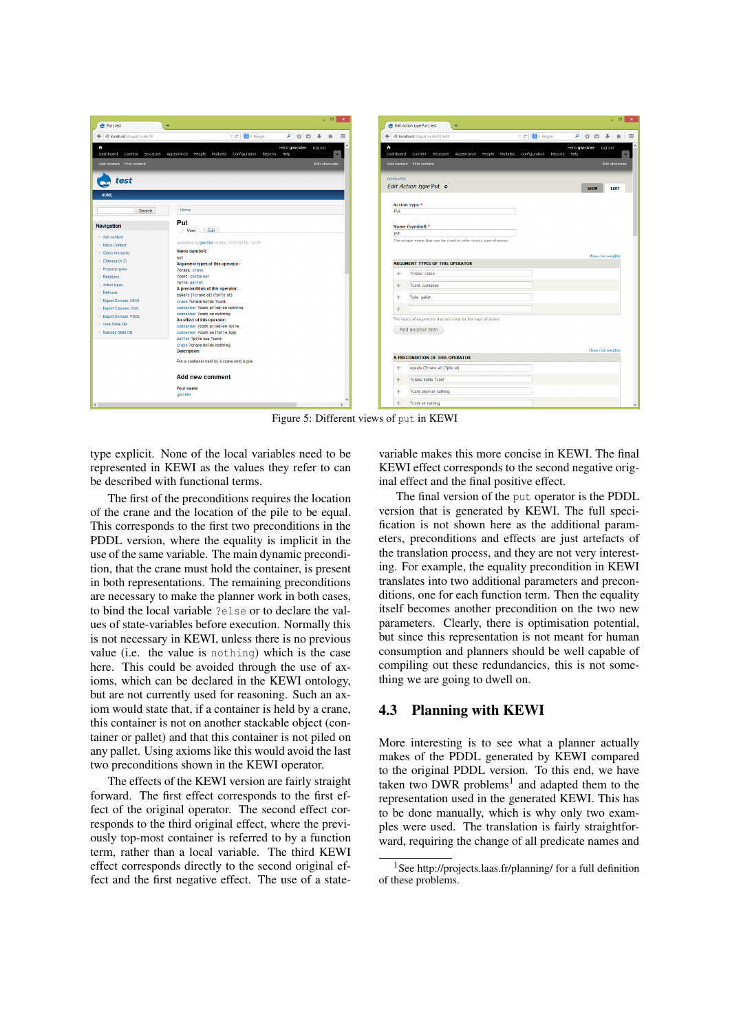Figure 5: Different views of `put` in KEWI

type explicit. None of the local variables need to be represented in KEWI as the values they refer to can be described with functional terms.

The first of the preconditions requires the location of the crane and the location of the pile to be equal. This corresponds to the first two preconditions in the PDDL version, where the equality is implicit in the use of the same variable. The main dynamic precondition, that the crane must hold the container, is present in both representations. The remaining preconditions are necessary to make the planner work in both cases, to bind the local variable `?else` or to declare the values of state-variables before execution. Normally this is not necessary in KEWI, unless there is no previous value (i.e. the value is `nothing`) which is the case here. This could be avoided through the use of axioms, which can be declared in the KEWI ontology, but are not currently used for reasoning. Such an axiom would state that, if a container is held by a crane, this container is not on another stackable object (container or pallet) and that this container is not piled on any pallet. Using axioms like this would avoid the last two preconditions shown in the KEWI operator.

The effects of the KEWI version are fairly straight forward. The first effect corresponds to the first effect of the original operator. The second effect corresponds to the third original effect, where the previously top-most container is referred to by a function term, rather than a local variable. The third KEWI effect corresponds directly to the second original effect and the first negative effect. The use of a state-variable makes this more concise in KEWI. The final KEWI effect corresponds to the second negative original effect and the final positive effect.

The final version of the `put` operator is the PDDL version that is generated by KEWI. The full specification is not shown here as the additional parameters, preconditions and effects are just artefacts of the translation process, and they are not very interesting. For example, the equality precondition in KEWI translates into two additional parameters and preconditions, one for each function term. Then the equality itself becomes another precondition on the two new parameters. Clearly, there is optimisation potential, but since this representation is not meant for human consumption and planners should be well capable of compiling out these redundancies, this is not something we are going to dwell on.

## 4.3 Planning with KEWI

More interesting is to see what a planner actually makes of the PDDL generated by KEWI compared to the original PDDL version. To this end, we have taken two DWR problems[1] and adapted them to the representation used in the generated KEWI. This has to be done manually, which is why only two examples were used. The translation is fairly straightforward, requiring the change of all predicate names and

[1] See http://projects.laas.fr/planning/ for a full definition of these problems.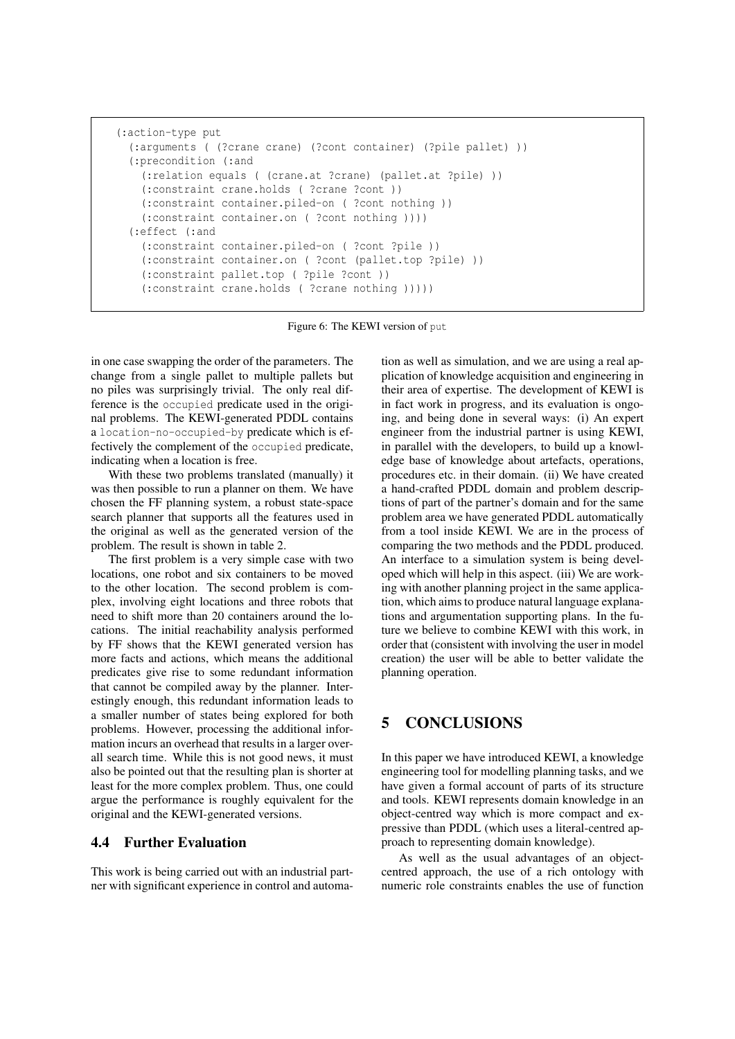```
(:action-type put
  (:arguments ( (?crane crane) (?cont container) (?pile pallet) ))
  (:precondition (:and
    (:relation equals ( (crane.at ?crane) (pallet.at ?pile) ))
    (:constraint crane.holds ( ?crane ?cont ))
    (:constraint container.piled-on ( ?cont nothing ))
    (:constraint container.on ( ?cont nothing ))))
  (:effect (:and
    (:constraint container.piled-on ( ?cont ?pile ))
    (:constraint container.on ( ?cont (pallet.top ?pile) ))
    (:constraint pallet.top ( ?pile ?cont ))
    (:constraint crane.holds ( ?crane nothing )))))
```

Figure 6: The KEWI version of put

in one case swapping the order of the parameters. The change from a single pallet to multiple pallets but no piles was surprisingly trivial. The only real difference is the occupied predicate used in the original problems. The KEWI-generated PDDL contains a location-no-occupied-by predicate which is effectively the complement of the occupied predicate, indicating when a location is free.

With these two problems translated (manually) it was then possible to run a planner on them. We have chosen the FF planning system, a robust state-space search planner that supports all the features used in the original as well as the generated version of the problem. The result is shown in table 2.

The first problem is a very simple case with two locations, one robot and six containers to be moved to the other location. The second problem is complex, involving eight locations and three robots that need to shift more than 20 containers around the locations. The initial reachability analysis performed by FF shows that the KEWI generated version has more facts and actions, which means the additional predicates give rise to some redundant information that cannot be compiled away by the planner. Interestingly enough, this redundant information leads to a smaller number of states being explored for both problems. However, processing the additional information incurs an overhead that results in a larger overall search time. While this is not good news, it must also be pointed out that the resulting plan is shorter at least for the more complex problem. Thus, one could argue the performance is roughly equivalent for the original and the KEWI-generated versions.

### 4.4 Further Evaluation

This work is being carried out with an industrial partner with significant experience in control and automation as well as simulation, and we are using a real application of knowledge acquisition and engineering in their area of expertise. The development of KEWI is in fact work in progress, and its evaluation is ongoing, and being done in several ways: (i) An expert engineer from the industrial partner is using KEWI, in parallel with the developers, to build up a knowledge base of knowledge about artefacts, operations, procedures etc. in their domain. (ii) We have created a hand-crafted PDDL domain and problem descriptions of part of the partner's domain and for the same problem area we have generated PDDL automatically from a tool inside KEWI. We are in the process of comparing the two methods and the PDDL produced. An interface to a simulation system is being developed which will help in this aspect. (iii) We are working with another planning project in the same application, which aims to produce natural language explanations and argumentation supporting plans. In the future we believe to combine KEWI with this work, in order that (consistent with involving the user in model creation) the user will be able to better validate the planning operation.

## 5 CONCLUSIONS

In this paper we have introduced KEWI, a knowledge engineering tool for modelling planning tasks, and we have given a formal account of parts of its structure and tools. KEWI represents domain knowledge in an object-centred way which is more compact and expressive than PDDL (which uses a literal-centred approach to representing domain knowledge).

As well as the usual advantages of an object-centred approach, the use of a rich ontology with numeric role constraints enables the use of function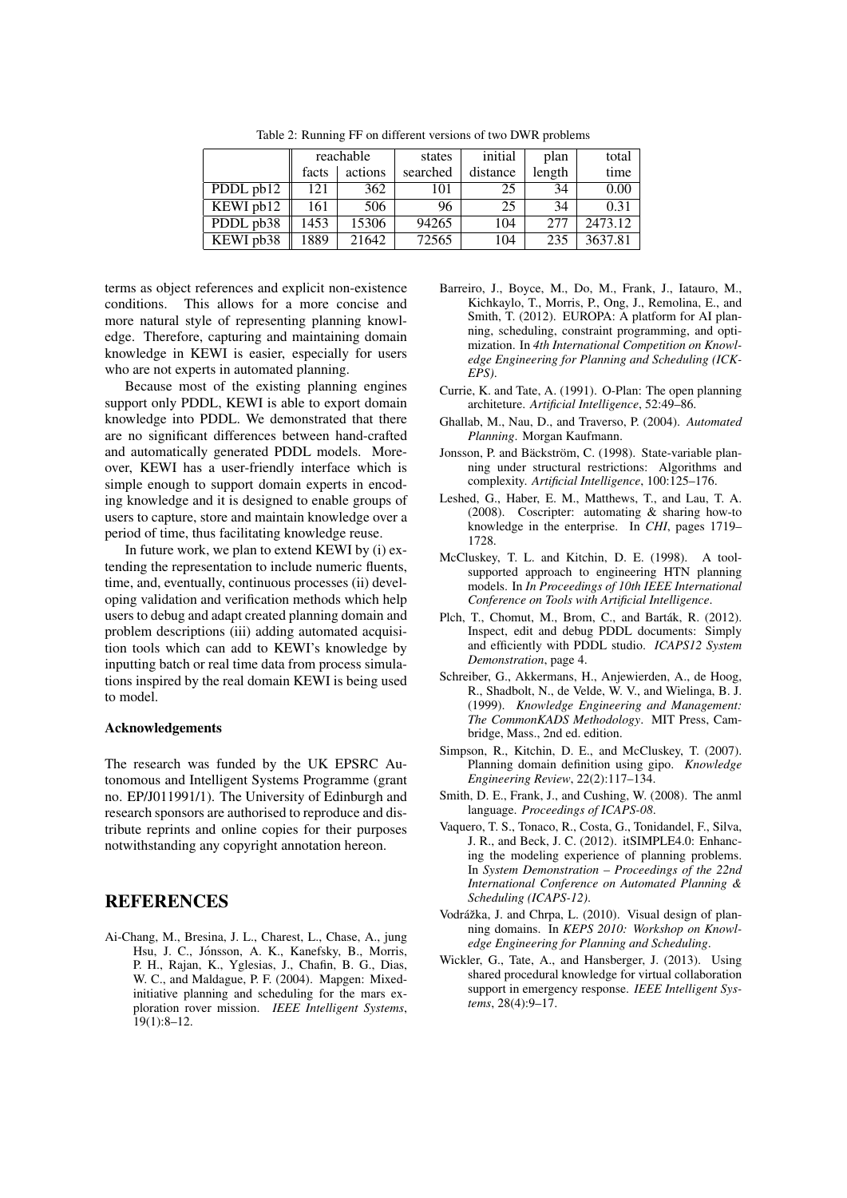Table 2: Running FF on different versions of two DWR problems

| | reachable | | states | initial | plan | total |
|---|---|---|---|---|---|---|
| | facts | actions | searched | distance | length | time |
| PDDL pb12 | 121 | 362 | 101 | 25 | 34 | 0.00 |
| KEWI pb12 | 161 | 506 | 96 | 25 | 34 | 0.31 |
| PDDL pb38 | 1453 | 15306 | 94265 | 104 | 277 | 2473.12 |
| KEWI pb38 | 1889 | 21642 | 72565 | 104 | 235 | 3637.81 |

terms as object references and explicit non-existence conditions. This allows for a more concise and more natural style of representing planning knowledge. Therefore, capturing and maintaining domain knowledge in KEWI is easier, especially for users who are not experts in automated planning.

Because most of the existing planning engines support only PDDL, KEWI is able to export domain knowledge into PDDL. We demonstrated that there are no significant differences between hand-crafted and automatically generated PDDL models. Moreover, KEWI has a user-friendly interface which is simple enough to support domain experts in encoding knowledge and it is designed to enable groups of users to capture, store and maintain knowledge over a period of time, thus facilitating knowledge reuse.

In future work, we plan to extend KEWI by (i) extending the representation to include numeric fluents, time, and, eventually, continuous processes (ii) developing validation and verification methods which help users to debug and adapt created planning domain and problem descriptions (iii) adding automated acquisition tools which can add to KEWI's knowledge by inputting batch or real time data from process simulations inspired by the real domain KEWI is being used to model.

### Acknowledgements

The research was funded by the UK EPSRC Autonomous and Intelligent Systems Programme (grant no. EP/J011991/1). The University of Edinburgh and research sponsors are authorised to reproduce and distribute reprints and online copies for their purposes notwithstanding any copyright annotation hereon.

## REFERENCES

Ai-Chang, M., Bresina, J. L., Charest, L., Chase, A., jung Hsu, J. C., Jónsson, A. K., Kanefsky, B., Morris, P. H., Rajan, K., Yglesias, J., Chafin, B. G., Dias, W. C., and Maldague, P. F. (2004). Mapgen: Mixed-initiative planning and scheduling for the mars exploration rover mission. *IEEE Intelligent Systems*, 19(1):8–12.

Barreiro, J., Boyce, M., Do, M., Frank, J., Iatauro, M., Kichkaylo, T., Morris, P., Ong, J., Remolina, E., and Smith, T. (2012). EUROPA: A platform for AI planning, scheduling, constraint programming, and optimization. In *4th International Competition on Knowledge Engineering for Planning and Scheduling (ICKEPS)*.

Currie, K. and Tate, A. (1991). O-Plan: The open planning architeture. *Artificial Intelligence*, 52:49–86.

Ghallab, M., Nau, D., and Traverso, P. (2004). *Automated Planning*. Morgan Kaufmann.

Jonsson, P. and Bäckström, C. (1998). State-variable planning under structural restrictions: Algorithms and complexity. *Artificial Intelligence*, 100:125–176.

Leshed, G., Haber, E. M., Matthews, T., and Lau, T. A. (2008). Coscripter: automating & sharing how-to knowledge in the enterprise. In *CHI*, pages 1719–1728.

McCluskey, T. L. and Kitchin, D. E. (1998). A tool-supported approach to engineering HTN planning models. In *In Proceedings of 10th IEEE International Conference on Tools with Artificial Intelligence*.

Plch, T., Chomut, M., Brom, C., and Barták, R. (2012). Inspect, edit and debug PDDL documents: Simply and efficiently with PDDL studio. *ICAPS12 System Demonstration*, page 4.

Schreiber, G., Akkermans, H., Anjewierden, A., de Hoog, R., Shadbolt, N., de Velde, W. V., and Wielinga, B. J. (1999). *Knowledge Engineering and Management: The CommonKADS Methodology*. MIT Press, Cambridge, Mass., 2nd ed. edition.

Simpson, R., Kitchin, D. E., and McCluskey, T. (2007). Planning domain definition using gipo. *Knowledge Engineering Review*, 22(2):117–134.

Smith, D. E., Frank, J., and Cushing, W. (2008). The anml language. *Proceedings of ICAPS-08*.

Vaquero, T. S., Tonaco, R., Costa, G., Tonidandel, F., Silva, J. R., and Beck, J. C. (2012). itSIMPLE4.0: Enhancing the modeling experience of planning problems. In *System Demonstration – Proceedings of the 22nd International Conference on Automated Planning & Scheduling (ICAPS-12)*.

Vodrážka, J. and Chrpa, L. (2010). Visual design of planning domains. In *KEPS 2010: Workshop on Knowledge Engineering for Planning and Scheduling*.

Wickler, G., Tate, A., and Hansberger, J. (2013). Using shared procedural knowledge for virtual collaboration support in emergency response. *IEEE Intelligent Systems*, 28(4):9–17.